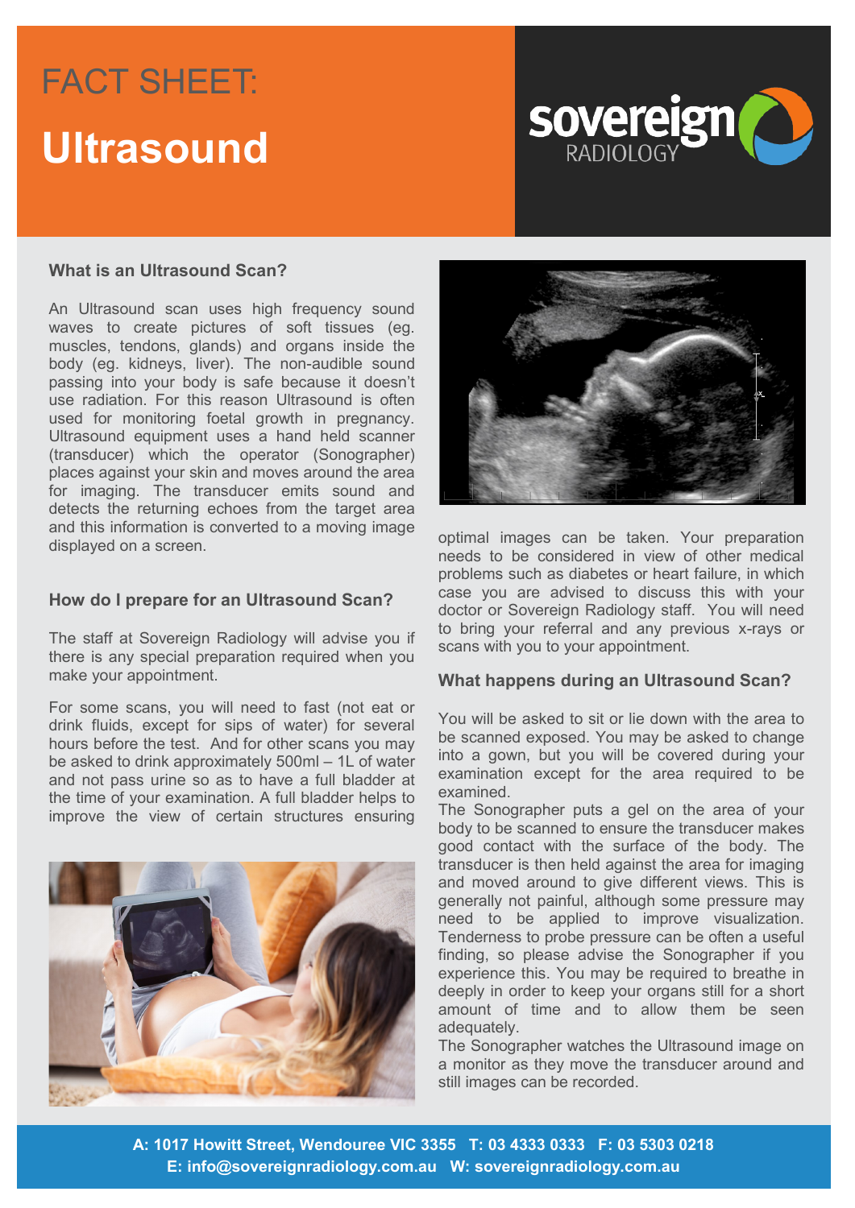# FACT SHEET: Ultrasound

sovereign RADIOLOGY

## What is an Ultrasound Scan?

An Ultrasound scan uses high frequency sound waves to create pictures of soft tissues (eg. muscles, tendons, glands) and organs inside the body (eg. kidneys, liver). The non-audible sound passing into your body is safe because it doesn't use radiation. For this reason Ultrasound is often used for monitoring foetal growth in pregnancy. Ultrasound equipment uses a hand held scanner (transducer) which the operator (Sonographer) places against your skin and moves around the area for imaging. The transducer emits sound and detects the returning echoes from the target area and this information is converted to a moving image displayed on a screen.

## How do I prepare for an Ultrasound Scan?

The staff at Sovereign Radiology will advise you if there is any special preparation required when you make your appointment.

For some scans, you will need to fast (not eat or drink fluids, except for sips of water) for several hours before the test. And for other scans you may be asked to drink approximately 500ml – 1L of water and not pass urine so as to have a full bladder at the time of your examination. A full bladder helps to improve the view of certain structures ensuring optimal images can be taken. Your preparation needs to be considered in view of other medical problems such as diabetes or heart failure, in which case you are advised to discuss this with your doctor or Sovereign Radiology staff. You will need to bring your referral and any previous x-rays or scans with you to your appointment.

## What happens during an Ultrasound Scan?

You will be asked to sit or lie down with the area to be scanned exposed. You may be asked to change into a gown, but you will be covered during your examination except for the area required to be examined.

The Sonographer puts a gel on the area of your body to be scanned to ensure the transducer makes good contact with the surface of the body. The transducer is then held against the area for imaging and moved around to give different views. This is generally not painful, although some pressure may need to be applied to improve visualization. Tenderness to probe pressure can be often a useful finding, so please advise the Sonographer if you experience this. You may be required to breathe in deeply in order to keep your organs still for a short amount of time and to allow them be seen adequately.

The Sonographer watches the Ultrasound image on a monitor as they move the transducer around and still images can be recorded.

**A: 1017 Howitt Street, Wendouree VIC 3355 T: 03 4333 0333 F: 03 5303 0218**
**E: info@sovereignradiology.com.au W: sovereignradiology.com.au**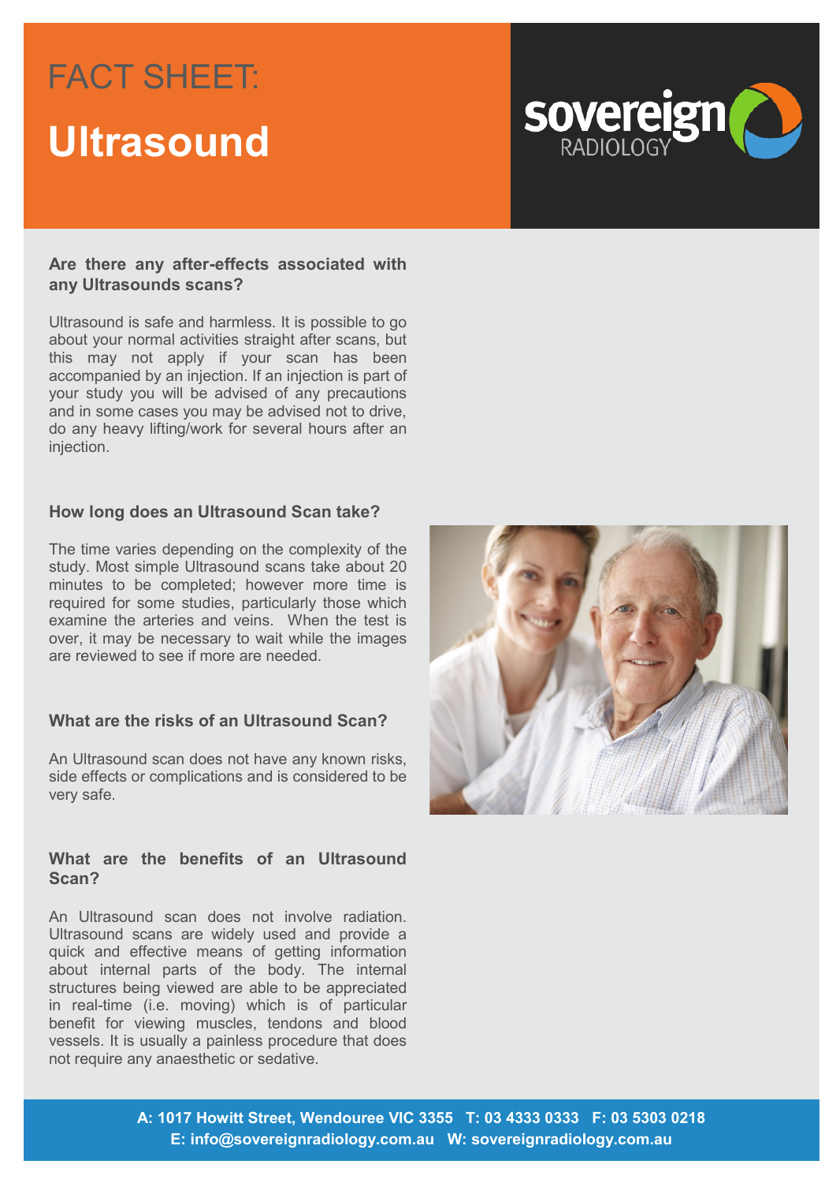# FACT SHEET:

# Ultrasound

sovereign RADIOLOGY

### Are there any after-effects associated with any Ultrasounds scans?

Ultrasound is safe and harmless. It is possible to go about your normal activities straight after scans, but this may not apply if your scan has been accompanied by an injection. If an injection is part of your study you will be advised of any precautions and in some cases you may be advised not to drive, do any heavy lifting/work for several hours after an injection.

### How long does an Ultrasound Scan take?

The time varies depending on the complexity of the study. Most simple Ultrasound scans take about 20 minutes to be completed; however more time is required for some studies, particularly those which examine the arteries and veins. When the test is over, it may be necessary to wait while the images are reviewed to see if more are needed.

### What are the risks of an Ultrasound Scan?

An Ultrasound scan does not have any known risks, side effects or complications and is considered to be very safe.

### What are the benefits of an Ultrasound Scan?

An Ultrasound scan does not involve radiation. Ultrasound scans are widely used and provide a quick and effective means of getting information about internal parts of the body. The internal structures being viewed are able to be appreciated in real-time (i.e. moving) which is of particular benefit for viewing muscles, tendons and blood vessels. It is usually a painless procedure that does not require any anaesthetic or sedative.

**A: 1017 Howitt Street, Wendouree VIC 3355 T: 03 4333 0333 F: 03 5303 0218**
**E: info@sovereignradiology.com.au W: sovereignradiology.com.au**